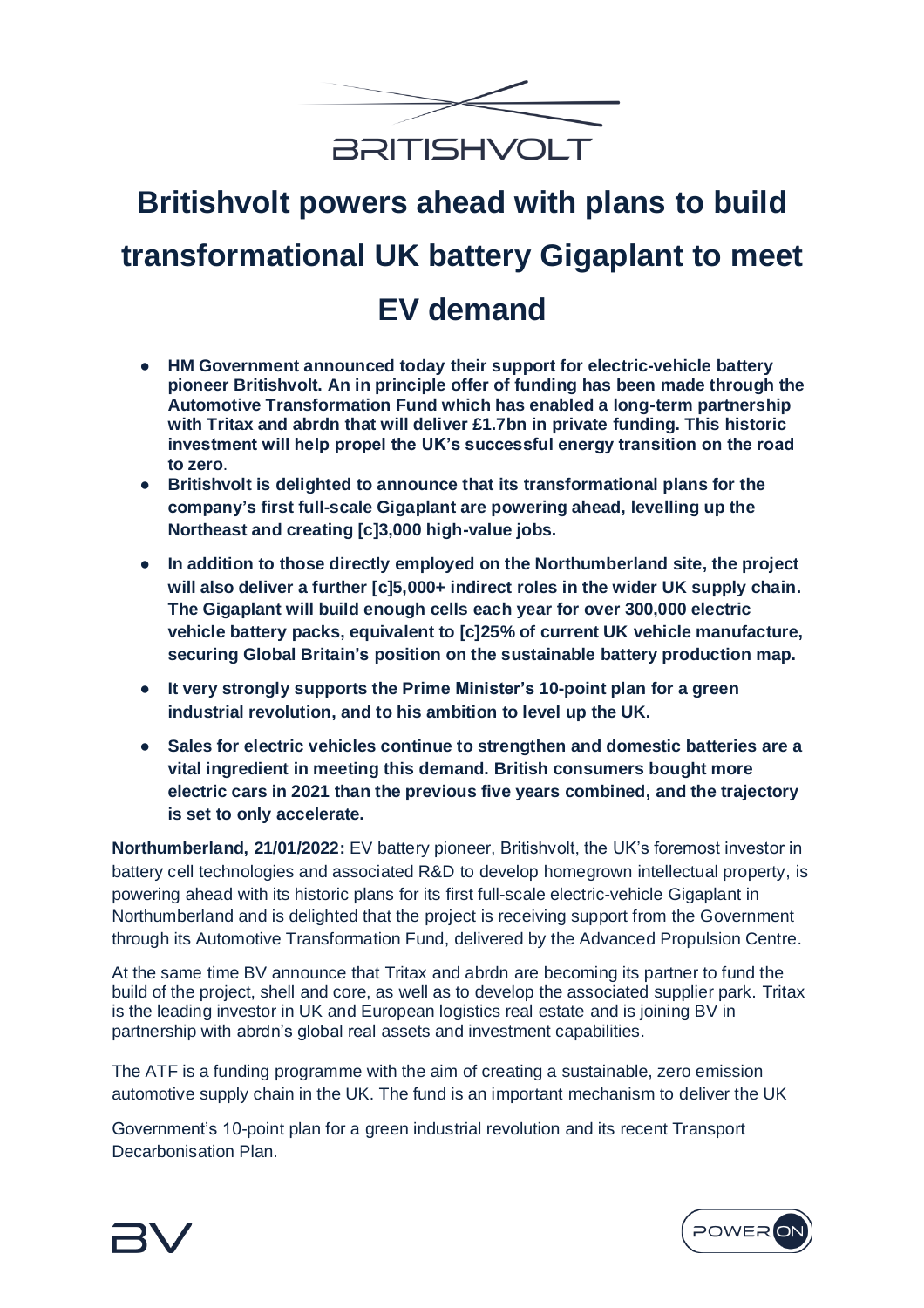BRITISHVOLT

# Britishvolt powers ahead with plans to build transformational UK battery Gigaplant to meet EV demand

- **HM Government announced today their support for electric-vehicle battery pioneer Britishvolt. An in principle offer of funding has been made through the Automotive Transformation Fund which has enabled a long-term partnership with Tritax and abrdn that will deliver £1.7bn in private funding. This historic investment will help propel the UK's successful energy transition on the road to zero**.
- **Britishvolt is delighted to announce that its transformational plans for the company's first full-scale Gigaplant are powering ahead, levelling up the Northeast and creating [c]3,000 high-value jobs.**
- **In addition to those directly employed on the Northumberland site, the project will also deliver a further [c]5,000+ indirect roles in the wider UK supply chain. The Gigaplant will build enough cells each year for over 300,000 electric vehicle battery packs, equivalent to [c]25% of current UK vehicle manufacture, securing Global Britain's position on the sustainable battery production map.**
- **It very strongly supports the Prime Minister's 10-point plan for a green industrial revolution, and to his ambition to level up the UK.**
- **Sales for electric vehicles continue to strengthen and domestic batteries are a vital ingredient in meeting this demand. British consumers bought more electric cars in 2021 than the previous five years combined, and the trajectory is set to only accelerate.**

**Northumberland, 21/01/2022:** EV battery pioneer, Britishvolt, the UK's foremost investor in battery cell technologies and associated R&D to develop homegrown intellectual property, is powering ahead with its historic plans for its first full-scale electric-vehicle Gigaplant in Northumberland and is delighted that the project is receiving support from the Government through its Automotive Transformation Fund, delivered by the Advanced Propulsion Centre.

At the same time BV announce that Tritax and abrdn are becoming its partner to fund the build of the project, shell and core, as well as to develop the associated supplier park. Tritax is the leading investor in UK and European logistics real estate and is joining BV in partnership with abrdn's global real assets and investment capabilities.

The ATF is a funding programme with the aim of creating a sustainable, zero emission automotive supply chain in the UK. The fund is an important mechanism to deliver the UK

Government's 10-point plan for a green industrial revolution and its recent Transport Decarbonisation Plan.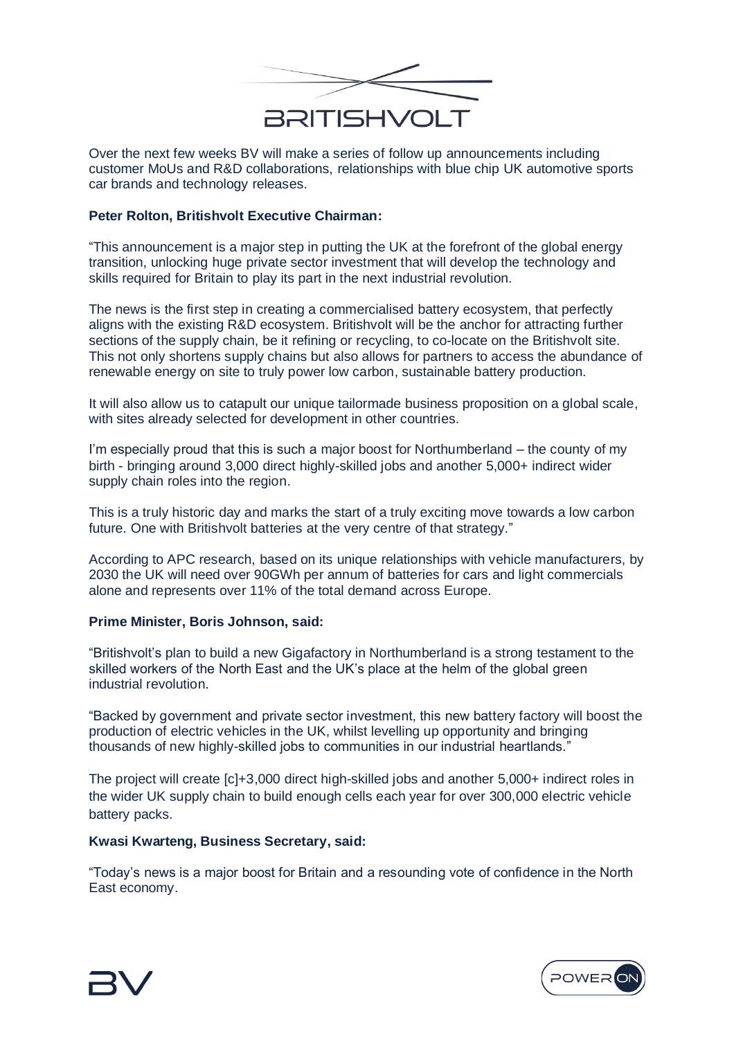Over the next few weeks BV will make a series of follow up announcements including customer MoUs and R&D collaborations, relationships with blue chip UK automotive sports car brands and technology releases.

**Peter Rolton, Britishvolt Executive Chairman:**

"This announcement is a major step in putting the UK at the forefront of the global energy transition, unlocking huge private sector investment that will develop the technology and skills required for Britain to play its part in the next industrial revolution.

The news is the first step in creating a commercialised battery ecosystem, that perfectly aligns with the existing R&D ecosystem. Britishvolt will be the anchor for attracting further sections of the supply chain, be it refining or recycling, to co-locate on the Britishvolt site. This not only shortens supply chains but also allows for partners to access the abundance of renewable energy on site to truly power low carbon, sustainable battery production.

It will also allow us to catapult our unique tailormade business proposition on a global scale, with sites already selected for development in other countries.

I'm especially proud that this is such a major boost for Northumberland – the county of my birth - bringing around 3,000 direct highly-skilled jobs and another 5,000+ indirect wider supply chain roles into the region.

This is a truly historic day and marks the start of a truly exciting move towards a low carbon future. One with Britishvolt batteries at the very centre of that strategy."

According to APC research, based on its unique relationships with vehicle manufacturers, by 2030 the UK will need over 90GWh per annum of batteries for cars and light commercials alone and represents over 11% of the total demand across Europe.

**Prime Minister, Boris Johnson, said:**

"Britishvolt's plan to build a new Gigafactory in Northumberland is a strong testament to the skilled workers of the North East and the UK's place at the helm of the global green industrial revolution.

"Backed by government and private sector investment, this new battery factory will boost the production of electric vehicles in the UK, whilst levelling up opportunity and bringing thousands of new highly-skilled jobs to communities in our industrial heartlands."

The project will create [c]+3,000 direct high-skilled jobs and another 5,000+ indirect roles in the wider UK supply chain to build enough cells each year for over 300,000 electric vehicle battery packs.

**Kwasi Kwarteng, Business Secretary, said:**

"Today's news is a major boost for Britain and a resounding vote of confidence in the North East economy.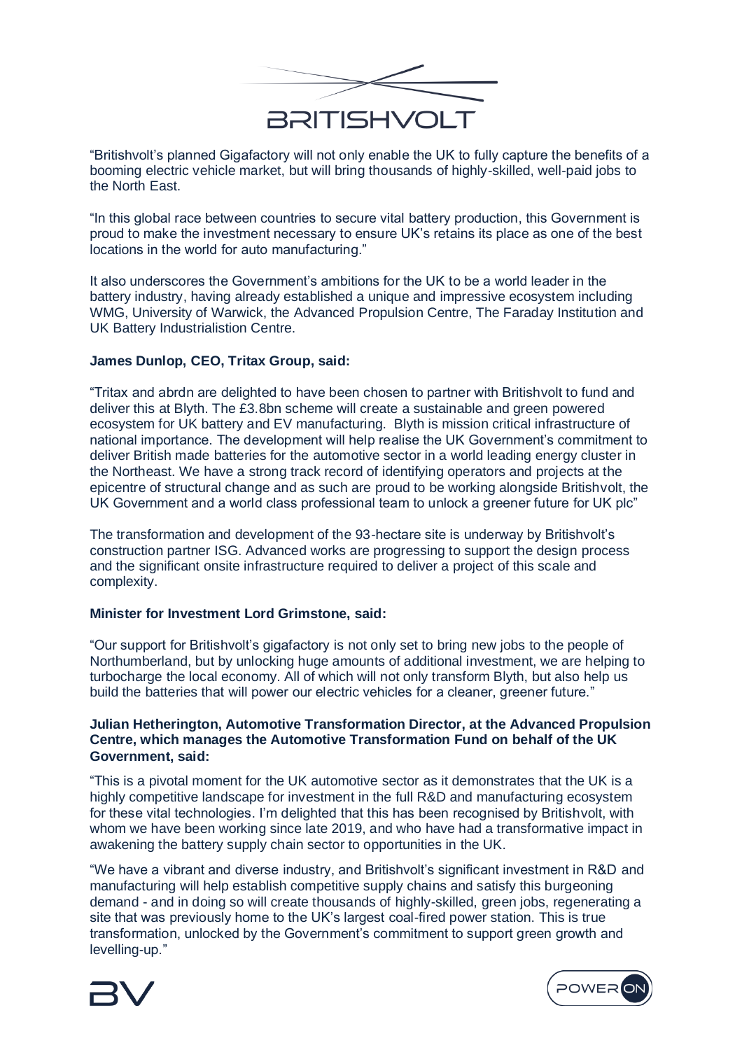"Britishvolt's planned Gigafactory will not only enable the UK to fully capture the benefits of a booming electric vehicle market, but will bring thousands of highly-skilled, well-paid jobs to the North East.

"In this global race between countries to secure vital battery production, this Government is proud to make the investment necessary to ensure UK's retains its place as one of the best locations in the world for auto manufacturing."

It also underscores the Government's ambitions for the UK to be a world leader in the battery industry, having already established a unique and impressive ecosystem including WMG, University of Warwick, the Advanced Propulsion Centre, The Faraday Institution and UK Battery Industrialistion Centre.

**James Dunlop, CEO, Tritax Group, said:**

"Tritax and abrdn are delighted to have been chosen to partner with Britishvolt to fund and deliver this at Blyth. The £3.8bn scheme will create a sustainable and green powered ecosystem for UK battery and EV manufacturing. Blyth is mission critical infrastructure of national importance. The development will help realise the UK Government's commitment to deliver British made batteries for the automotive sector in a world leading energy cluster in the Northeast. We have a strong track record of identifying operators and projects at the epicentre of structural change and as such are proud to be working alongside Britishvolt, the UK Government and a world class professional team to unlock a greener future for UK plc"

The transformation and development of the 93-hectare site is underway by Britishvolt's construction partner ISG. Advanced works are progressing to support the design process and the significant onsite infrastructure required to deliver a project of this scale and complexity.

**Minister for Investment Lord Grimstone, said:**

"Our support for Britishvolt's gigafactory is not only set to bring new jobs to the people of Northumberland, but by unlocking huge amounts of additional investment, we are helping to turbocharge the local economy. All of which will not only transform Blyth, but also help us build the batteries that will power our electric vehicles for a cleaner, greener future."

**Julian Hetherington, Automotive Transformation Director, at the Advanced Propulsion Centre, which manages the Automotive Transformation Fund on behalf of the UK Government, said:**

"This is a pivotal moment for the UK automotive sector as it demonstrates that the UK is a highly competitive landscape for investment in the full R&D and manufacturing ecosystem for these vital technologies. I'm delighted that this has been recognised by Britishvolt, with whom we have been working since late 2019, and who have had a transformative impact in awakening the battery supply chain sector to opportunities in the UK.

"We have a vibrant and diverse industry, and Britishvolt's significant investment in R&D and manufacturing will help establish competitive supply chains and satisfy this burgeoning demand - and in doing so will create thousands of highly-skilled, green jobs, regenerating a site that was previously home to the UK's largest coal-fired power station. This is true transformation, unlocked by the Government's commitment to support green growth and levelling-up."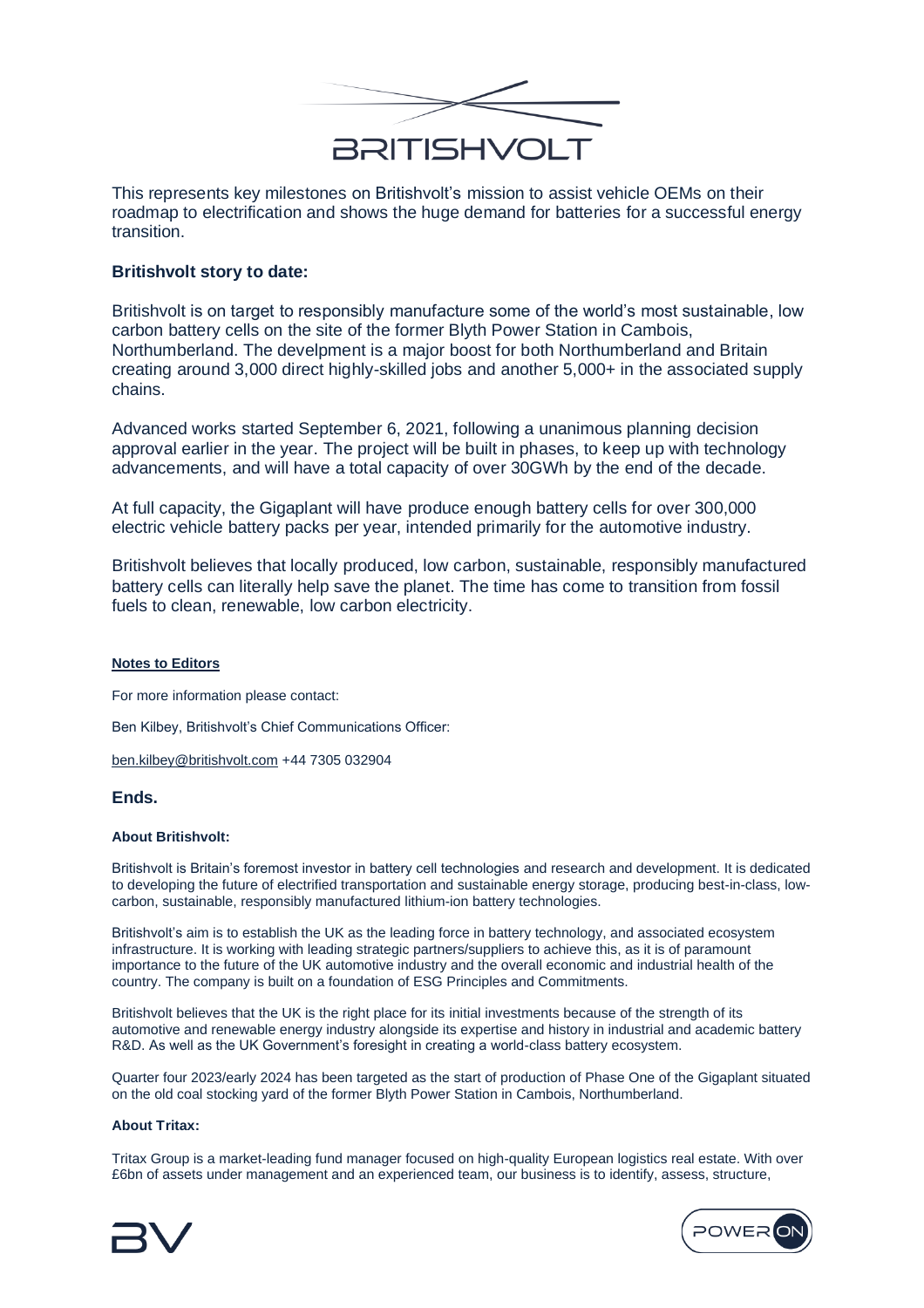This represents key milestones on Britishvolt's mission to assist vehicle OEMs on their roadmap to electrification and shows the huge demand for batteries for a successful energy transition.

### Britishvolt story to date:

Britishvolt is on target to responsibly manufacture some of the world's most sustainable, low carbon battery cells on the site of the former Blyth Power Station in Cambois, Northumberland. The develpment is a major boost for both Northumberland and Britain creating around 3,000 direct highly-skilled jobs and another 5,000+ in the associated supply chains.

Advanced works started September 6, 2021, following a unanimous planning decision approval earlier in the year. The project will be built in phases, to keep up with technology advancements, and will have a total capacity of over 30GWh by the end of the decade.

At full capacity, the Gigaplant will have produce enough battery cells for over 300,000 electric vehicle battery packs per year, intended primarily for the automotive industry.

Britishvolt believes that locally produced, low carbon, sustainable, responsibly manufactured battery cells can literally help save the planet. The time has come to transition from fossil fuels to clean, renewable, low carbon electricity.

**Notes to Editors**

For more information please contact:

Ben Kilbey, Britishvolt's Chief Communications Officer:

ben.kilbey@britishvolt.com +44 7305 032904

### Ends.

**About Britishvolt:**

Britishvolt is Britain's foremost investor in battery cell technologies and research and development. It is dedicated to developing the future of electrified transportation and sustainable energy storage, producing best-in-class, low-carbon, sustainable, responsibly manufactured lithium-ion battery technologies.

Britishvolt's aim is to establish the UK as the leading force in battery technology, and associated ecosystem infrastructure. It is working with leading strategic partners/suppliers to achieve this, as it is of paramount importance to the future of the UK automotive industry and the overall economic and industrial health of the country. The company is built on a foundation of ESG Principles and Commitments.

Britishvolt believes that the UK is the right place for its initial investments because of the strength of its automotive and renewable energy industry alongside its expertise and history in industrial and academic battery R&D. As well as the UK Government's foresight in creating a world-class battery ecosystem.

Quarter four 2023/early 2024 has been targeted as the start of production of Phase One of the Gigaplant situated on the old coal stocking yard of the former Blyth Power Station in Cambois, Northumberland.

**About Tritax:**

Tritax Group is a market-leading fund manager focused on high-quality European logistics real estate. With over £6bn of assets under management and an experienced team, our business is to identify, assess, structure,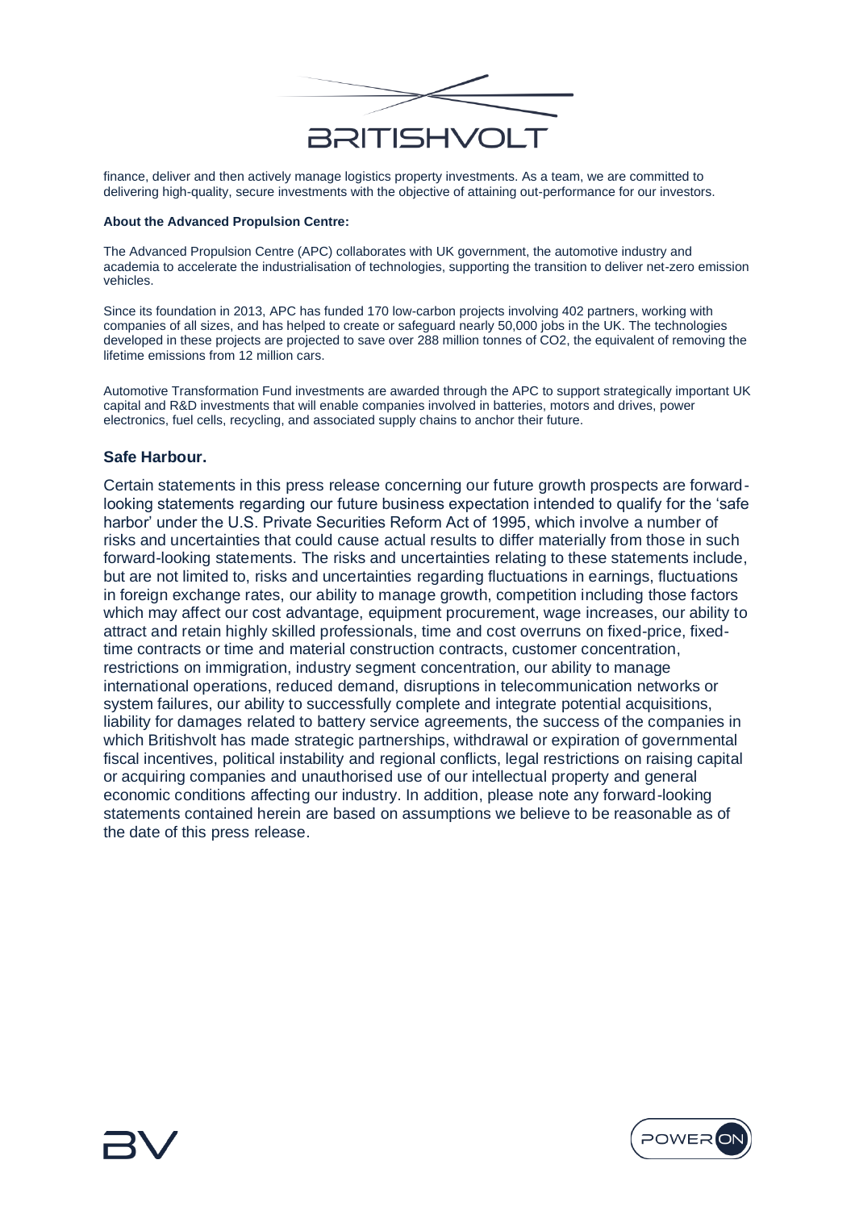finance, deliver and then actively manage logistics property investments. As a team, we are committed to delivering high-quality, secure investments with the objective of attaining out-performance for our investors.

**About the Advanced Propulsion Centre:**

The Advanced Propulsion Centre (APC) collaborates with UK government, the automotive industry and academia to accelerate the industrialisation of technologies, supporting the transition to deliver net-zero emission vehicles.

Since its foundation in 2013, APC has funded 170 low-carbon projects involving 402 partners, working with companies of all sizes, and has helped to create or safeguard nearly 50,000 jobs in the UK. The technologies developed in these projects are projected to save over 288 million tonnes of $CO_2$, the equivalent of removing the lifetime emissions from 12 million cars.

Automotive Transformation Fund investments are awarded through the APC to support strategically important UK capital and R&D investments that will enable companies involved in batteries, motors and drives, power electronics, fuel cells, recycling, and associated supply chains to anchor their future.

### Safe Harbour.

Certain statements in this press release concerning our future growth prospects are forward-looking statements regarding our future business expectation intended to qualify for the 'safe harbor' under the U.S. Private Securities Reform Act of 1995, which involve a number of risks and uncertainties that could cause actual results to differ materially from those in such forward-looking statements. The risks and uncertainties relating to these statements include, but are not limited to, risks and uncertainties regarding fluctuations in earnings, fluctuations in foreign exchange rates, our ability to manage growth, competition including those factors which may affect our cost advantage, equipment procurement, wage increases, our ability to attract and retain highly skilled professionals, time and cost overruns on fixed-price, fixed-time contracts or time and material construction contracts, customer concentration, restrictions on immigration, industry segment concentration, our ability to manage international operations, reduced demand, disruptions in telecommunication networks or system failures, our ability to successfully complete and integrate potential acquisitions, liability for damages related to battery service agreements, the success of the companies in which Britishvolt has made strategic partnerships, withdrawal or expiration of governmental fiscal incentives, political instability and regional conflicts, legal restrictions on raising capital or acquiring companies and unauthorised use of our intellectual property and general economic conditions affecting our industry. In addition, please note any forward-looking statements contained herein are based on assumptions we believe to be reasonable as of the date of this press release.